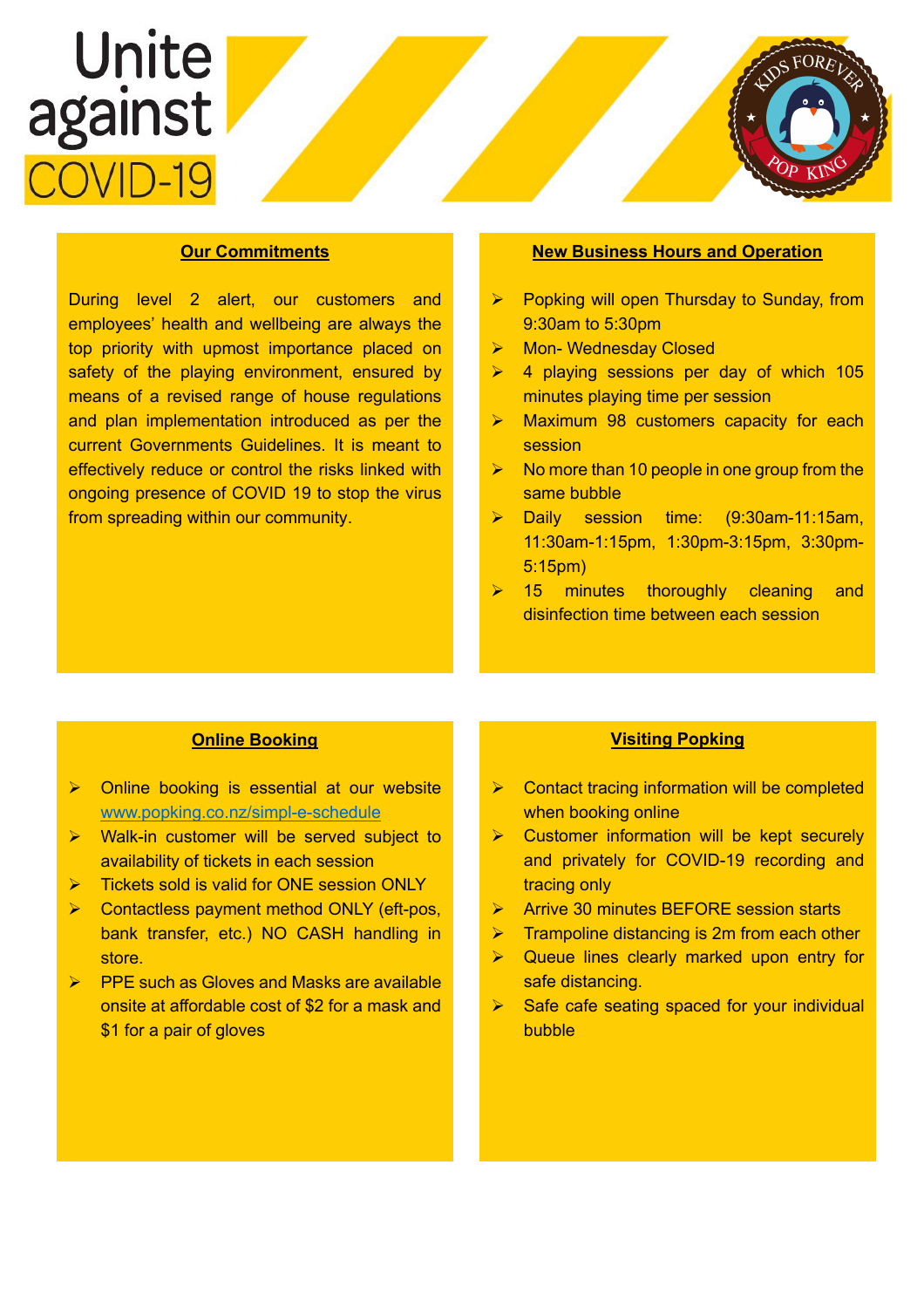# Unite against COVID-19

KIDS FOREVER POP KING

## Our Commitments

During level 2 alert, our customers and employees' health and wellbeing are always the top priority with upmost importance placed on safety of the playing environment, ensured by means of a revised range of house regulations and plan implementation introduced as per the current Governments Guidelines. It is meant to effectively reduce or control the risks linked with ongoing presence of COVID 19 to stop the virus from spreading within our community.

## New Business Hours and Operation

- Popking will open Thursday to Sunday, from 9:30am to 5:30pm
- Mon- Wednesday Closed
- 4 playing sessions per day of which 105 minutes playing time per session
- Maximum 98 customers capacity for each session
- No more than 10 people in one group from the same bubble
- Daily session time: (9:30am-11:15am, 11:30am-1:15pm, 1:30pm-3:15pm, 3:30pm-5:15pm)
- 15 minutes thoroughly cleaning and disinfection time between each session

## Online Booking

- Online booking is essential at our website [www.popking.co.nz/simpl-e-schedule](www.popking.co.nz/simpl-e-schedule)
- Walk-in customer will be served subject to availability of tickets in each session
- Tickets sold is valid for ONE session ONLY
- Contactless payment method ONLY (eft-pos, bank transfer, etc.) NO CASH handling in store.
- PPE such as Gloves and Masks are available onsite at affordable cost of $2 for a mask and $1 for a pair of gloves

## Visiting Popking

- Contact tracing information will be completed when booking online
- Customer information will be kept securely and privately for COVID-19 recording and tracing only
- Arrive 30 minutes BEFORE session starts
- Trampoline distancing is 2m from each other
- Queue lines clearly marked upon entry for safe distancing.
- Safe cafe seating spaced for your individual bubble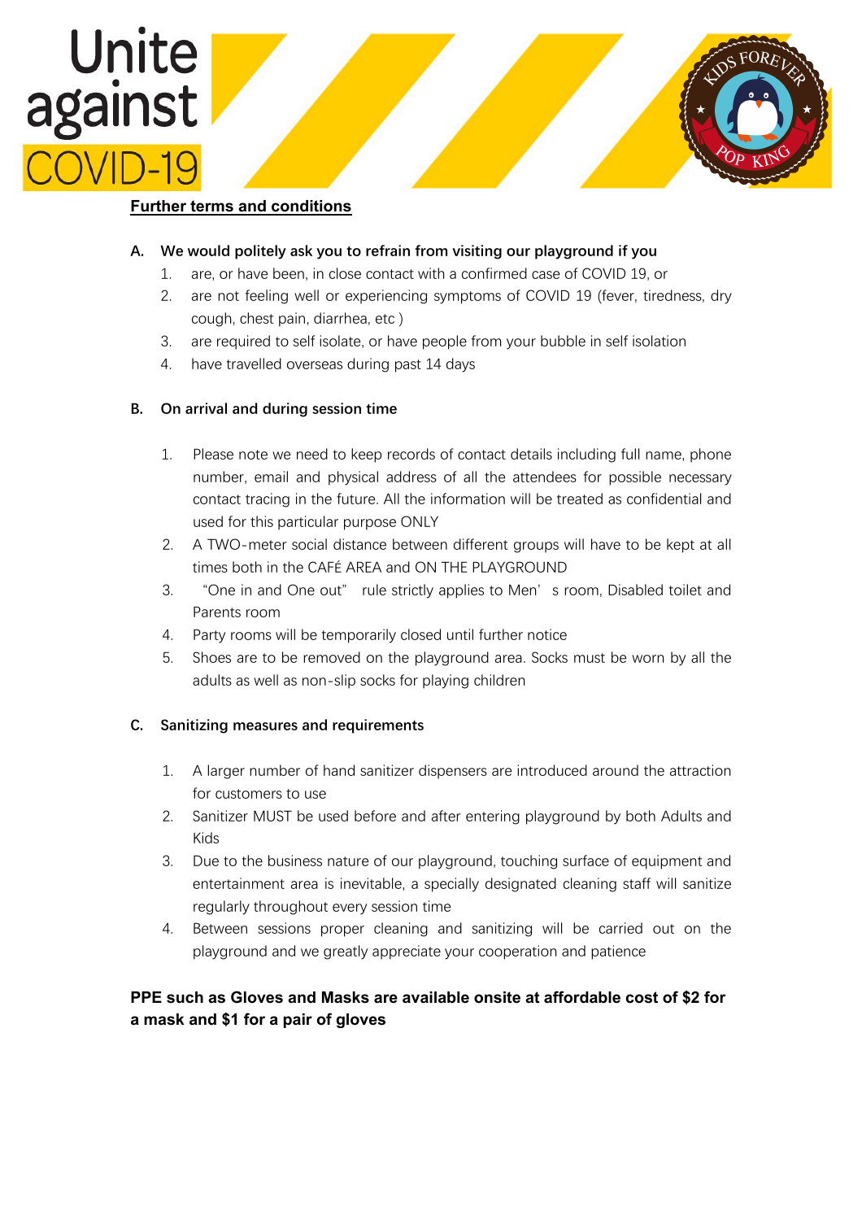Unite against COVID-19

KIDS FOREVER POP KING

**Further terms and conditions**

**A. We would politely ask you to refrain from visiting our playground if you**

1. are, or have been, in close contact with a confirmed case of COVID 19, or
2. are not feeling well or experiencing symptoms of COVID 19 (fever, tiredness, dry cough, chest pain, diarrhea, etc )
3. are required to self isolate, or have people from your bubble in self isolation
4. have travelled overseas during past 14 days

**B. On arrival and during session time**

1. Please note we need to keep records of contact details including full name, phone number, email and physical address of all the attendees for possible necessary contact tracing in the future. All the information will be treated as confidential and used for this particular purpose ONLY
2. A TWO-meter social distance between different groups will have to be kept at all times both in the CAFÉ AREA and ON THE PLAYGROUND
3. "One in and One out" rule strictly applies to Men's room, Disabled toilet and Parents room
4. Party rooms will be temporarily closed until further notice
5. Shoes are to be removed on the playground area. Socks must be worn by all the adults as well as non-slip socks for playing children

**C. Sanitizing measures and requirements**

1. A larger number of hand sanitizer dispensers are introduced around the attraction for customers to use
2. Sanitizer MUST be used before and after entering playground by both Adults and Kids
3. Due to the business nature of our playground, touching surface of equipment and entertainment area is inevitable, a specially designated cleaning staff will sanitize regularly throughout every session time
4. Between sessions proper cleaning and sanitizing will be carried out on the playground and we greatly appreciate your cooperation and patience

**PPE such as Gloves and Masks are available onsite at affordable cost of $2 for a mask and $1 for a pair of gloves**